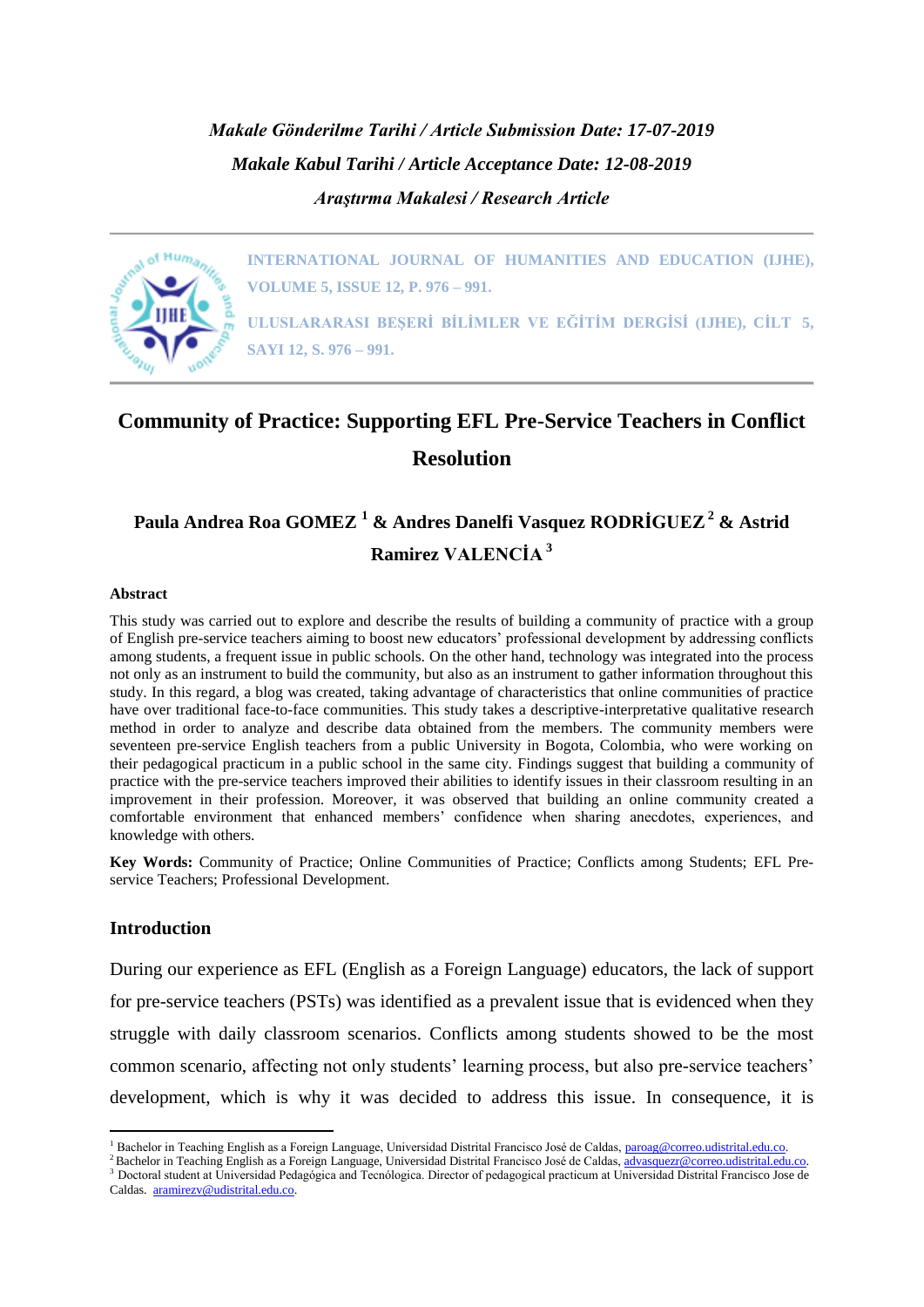*Makale Gönderilme Tarihi / Article Submission Date: 17-07-2019*

*Makale Kabul Tarihi / Article Acceptance Date: 12-08-2019*

*Araştırma Makalesi / Research Article*

**INTERNATIONAL JOURNAL OF HUMANITIES AND EDUCATION (IJHE), VOLUME 5, ISSUE 12, P. 976 – 991.**

**ULUSLARARASI BEŞERİ BİLİMLER VE EĞİTİM DERGİSİ (IJHE), CİLT 5, SAYI 12, S. 976 – 991.**

# Community of Practice: Supporting EFL Pre-Service Teachers in Conflict Resolution

**Paula Andrea Roa GOMEZ [1] & Andres Danelfi Vasquez RODRİGUEZ [2] & Astrid Ramirez VALENCİA [3]**

### Abstract

This study was carried out to explore and describe the results of building a community of practice with a group of English pre-service teachers aiming to boost new educators' professional development by addressing conflicts among students, a frequent issue in public schools. On the other hand, technology was integrated into the process not only as an instrument to build the community, but also as an instrument to gather information throughout this study. In this regard, a blog was created, taking advantage of characteristics that online communities of practice have over traditional face-to-face communities. This study takes a descriptive-interpretative qualitative research method in order to analyze and describe data obtained from the members. The community members were seventeen pre-service English teachers from a public University in Bogota, Colombia, who were working on their pedagogical practicum in a public school in the same city. Findings suggest that building a community of practice with the pre-service teachers improved their abilities to identify issues in their classroom resulting in an improvement in their profession. Moreover, it was observed that building an online community created a comfortable environment that enhanced members' confidence when sharing anecdotes, experiences, and knowledge with others.

**Key Words:** Community of Practice; Online Communities of Practice; Conflicts among Students; EFL Pre-service Teachers; Professional Development.

## Introduction

During our experience as EFL (English as a Foreign Language) educators, the lack of support for pre-service teachers (PSTs) was identified as a prevalent issue that is evidenced when they struggle with daily classroom scenarios. Conflicts among students showed to be the most common scenario, affecting not only students' learning process, but also pre-service teachers' development, which is why it was decided to address this issue. In consequence, it is

---

[1] Bachelor in Teaching English as a Foreign Language, Universidad Distrital Francisco José de Caldas, paroag@correo.udistrital.edu.co.

[2] Bachelor in Teaching English as a Foreign Language, Universidad Distrital Francisco José de Caldas, advasquezr@correo.udistrital.edu.co.

[3] Doctoral student at Universidad Pedagógica and Tecnólogica. Director of pedagogical practicum at Universidad Distrital Francisco Jose de Caldas. aramirezv@udistrital.edu.co.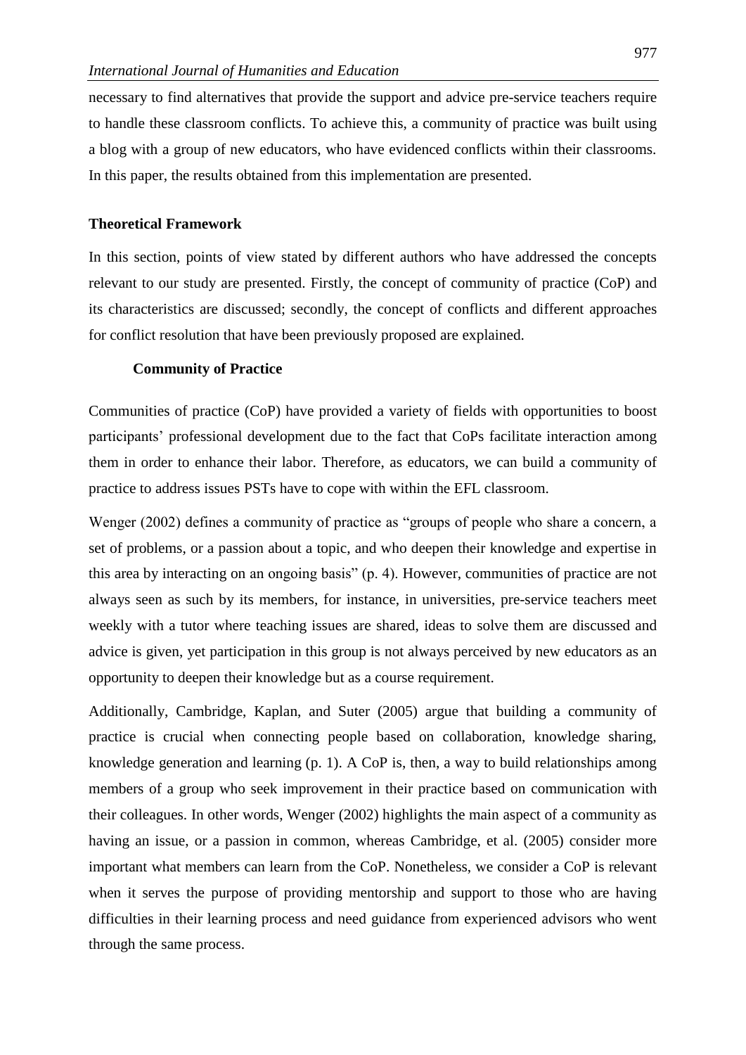necessary to find alternatives that provide the support and advice pre-service teachers require to handle these classroom conflicts. To achieve this, a community of practice was built using a blog with a group of new educators, who have evidenced conflicts within their classrooms. In this paper, the results obtained from this implementation are presented.

## Theoretical Framework

In this section, points of view stated by different authors who have addressed the concepts relevant to our study are presented. Firstly, the concept of community of practice (CoP) and its characteristics are discussed; secondly, the concept of conflicts and different approaches for conflict resolution that have been previously proposed are explained.

### Community of Practice

Communities of practice (CoP) have provided a variety of fields with opportunities to boost participants' professional development due to the fact that CoPs facilitate interaction among them in order to enhance their labor. Therefore, as educators, we can build a community of practice to address issues PSTs have to cope with within the EFL classroom.

Wenger (2002) defines a community of practice as "groups of people who share a concern, a set of problems, or a passion about a topic, and who deepen their knowledge and expertise in this area by interacting on an ongoing basis" (p. 4). However, communities of practice are not always seen as such by its members, for instance, in universities, pre-service teachers meet weekly with a tutor where teaching issues are shared, ideas to solve them are discussed and advice is given, yet participation in this group is not always perceived by new educators as an opportunity to deepen their knowledge but as a course requirement.

Additionally, Cambridge, Kaplan, and Suter (2005) argue that building a community of practice is crucial when connecting people based on collaboration, knowledge sharing, knowledge generation and learning (p. 1). A CoP is, then, a way to build relationships among members of a group who seek improvement in their practice based on communication with their colleagues. In other words, Wenger (2002) highlights the main aspect of a community as having an issue, or a passion in common, whereas Cambridge, et al. (2005) consider more important what members can learn from the CoP. Nonetheless, we consider a CoP is relevant when it serves the purpose of providing mentorship and support to those who are having difficulties in their learning process and need guidance from experienced advisors who went through the same process.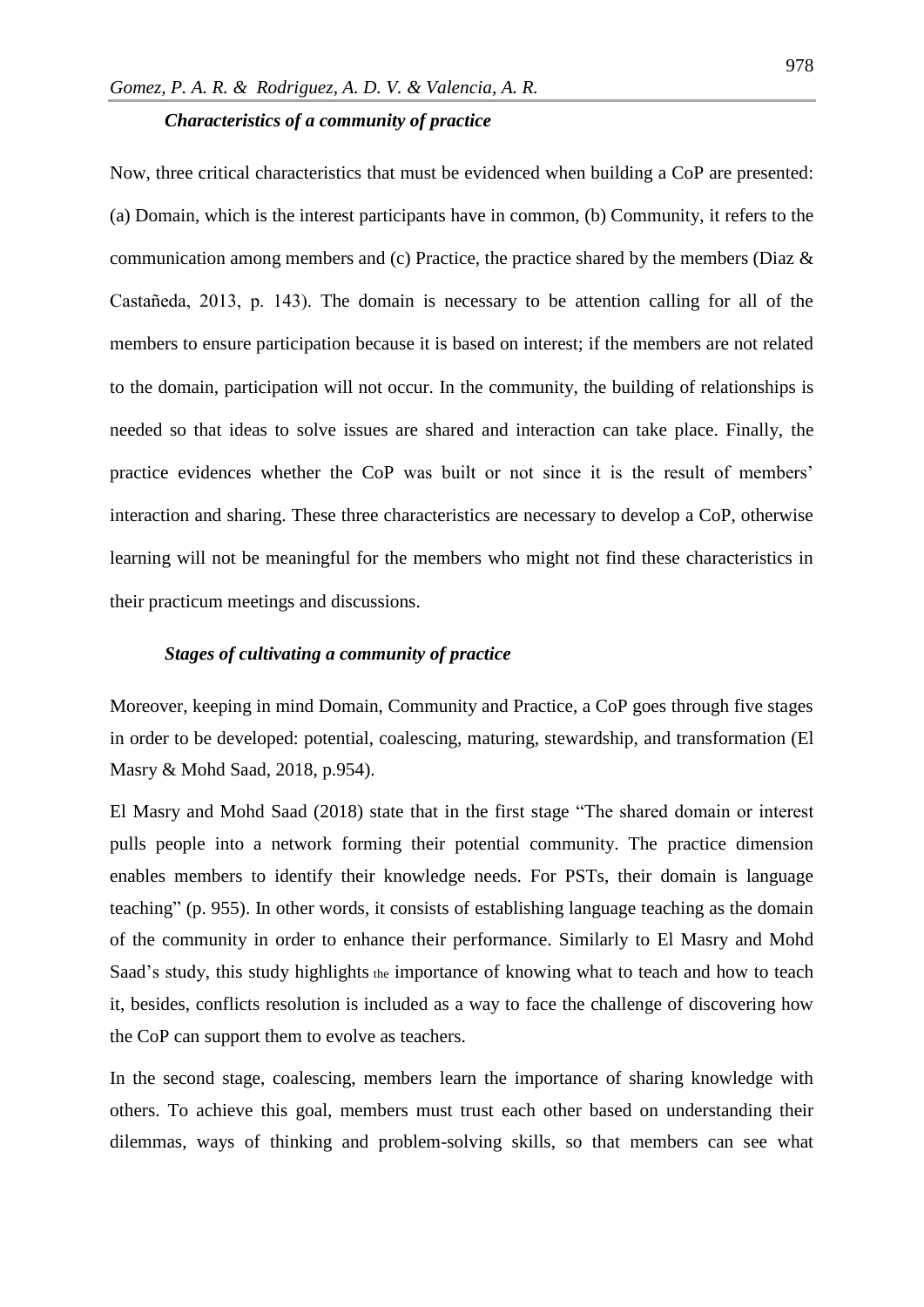### *Characteristics of a community of practice*

Now, three critical characteristics that must be evidenced when building a CoP are presented: (a) Domain, which is the interest participants have in common, (b) Community, it refers to the communication among members and (c) Practice, the practice shared by the members (Diaz & Castañeda, 2013, p. 143). The domain is necessary to be attention calling for all of the members to ensure participation because it is based on interest; if the members are not related to the domain, participation will not occur. In the community, the building of relationships is needed so that ideas to solve issues are shared and interaction can take place. Finally, the practice evidences whether the CoP was built or not since it is the result of members' interaction and sharing. These three characteristics are necessary to develop a CoP, otherwise learning will not be meaningful for the members who might not find these characteristics in their practicum meetings and discussions.

### *Stages of cultivating a community of practice*

Moreover, keeping in mind Domain, Community and Practice, a CoP goes through five stages in order to be developed: potential, coalescing, maturing, stewardship, and transformation (El Masry & Mohd Saad, 2018, p.954).

El Masry and Mohd Saad (2018) state that in the first stage "The shared domain or interest pulls people into a network forming their potential community. The practice dimension enables members to identify their knowledge needs. For PSTs, their domain is language teaching" (p. 955). In other words, it consists of establishing language teaching as the domain of the community in order to enhance their performance. Similarly to El Masry and Mohd Saad's study, this study highlights the importance of knowing what to teach and how to teach it, besides, conflicts resolution is included as a way to face the challenge of discovering how the CoP can support them to evolve as teachers.

In the second stage, coalescing, members learn the importance of sharing knowledge with others. To achieve this goal, members must trust each other based on understanding their dilemmas, ways of thinking and problem-solving skills, so that members can see what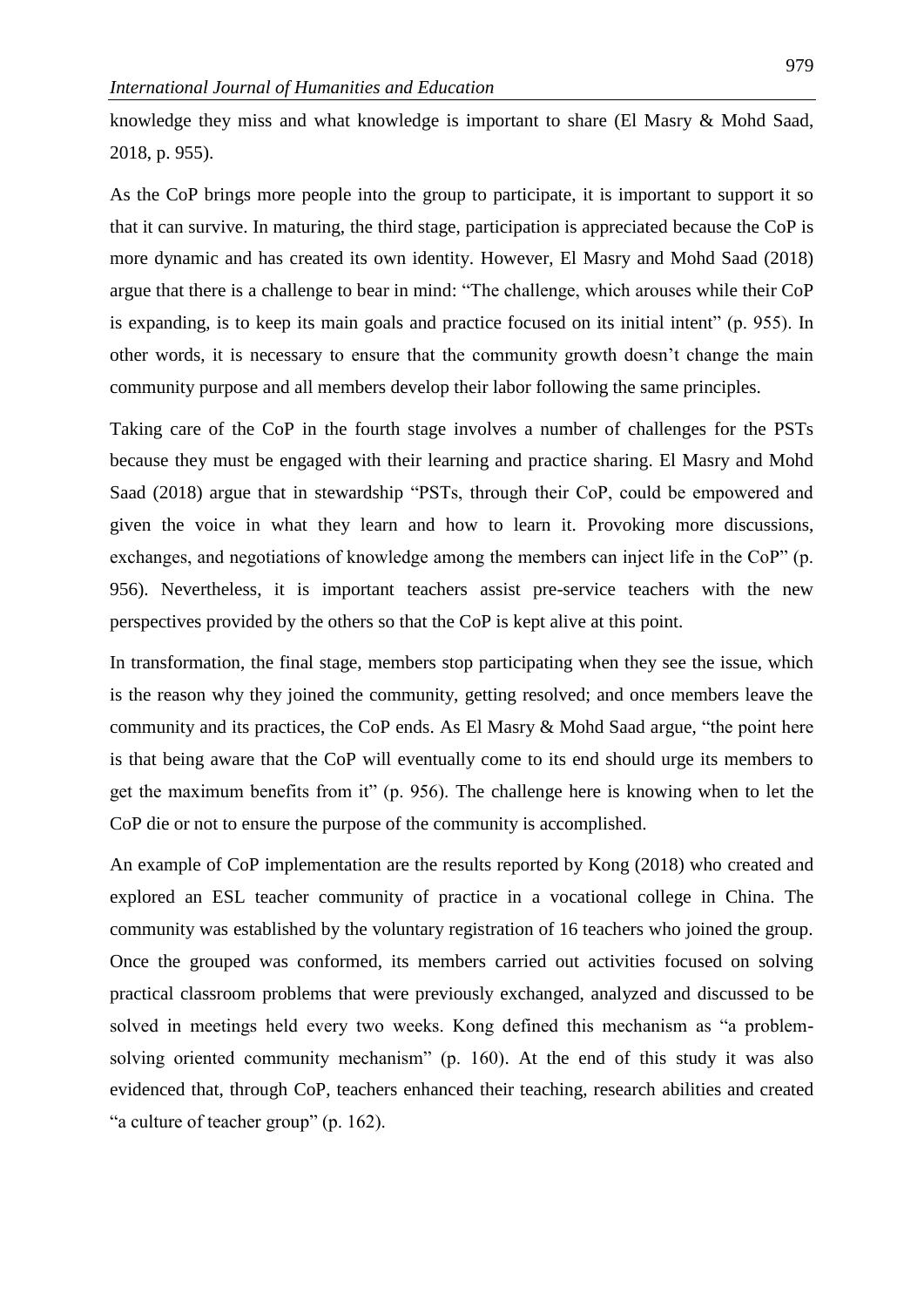knowledge they miss and what knowledge is important to share (El Masry & Mohd Saad, 2018, p. 955).

As the CoP brings more people into the group to participate, it is important to support it so that it can survive. In maturing, the third stage, participation is appreciated because the CoP is more dynamic and has created its own identity. However, El Masry and Mohd Saad (2018) argue that there is a challenge to bear in mind: "The challenge, which arouses while their CoP is expanding, is to keep its main goals and practice focused on its initial intent" (p. 955). In other words, it is necessary to ensure that the community growth doesn't change the main community purpose and all members develop their labor following the same principles.

Taking care of the CoP in the fourth stage involves a number of challenges for the PSTs because they must be engaged with their learning and practice sharing. El Masry and Mohd Saad (2018) argue that in stewardship "PSTs, through their CoP, could be empowered and given the voice in what they learn and how to learn it. Provoking more discussions, exchanges, and negotiations of knowledge among the members can inject life in the CoP" (p. 956). Nevertheless, it is important teachers assist pre-service teachers with the new perspectives provided by the others so that the CoP is kept alive at this point.

In transformation, the final stage, members stop participating when they see the issue, which is the reason why they joined the community, getting resolved; and once members leave the community and its practices, the CoP ends. As El Masry & Mohd Saad argue, "the point here is that being aware that the CoP will eventually come to its end should urge its members to get the maximum benefits from it" (p. 956). The challenge here is knowing when to let the CoP die or not to ensure the purpose of the community is accomplished.

An example of CoP implementation are the results reported by Kong (2018) who created and explored an ESL teacher community of practice in a vocational college in China. The community was established by the voluntary registration of 16 teachers who joined the group. Once the grouped was conformed, its members carried out activities focused on solving practical classroom problems that were previously exchanged, analyzed and discussed to be solved in meetings held every two weeks. Kong defined this mechanism as "a problem-solving oriented community mechanism" (p. 160). At the end of this study it was also evidenced that, through CoP, teachers enhanced their teaching, research abilities and created "a culture of teacher group" (p. 162).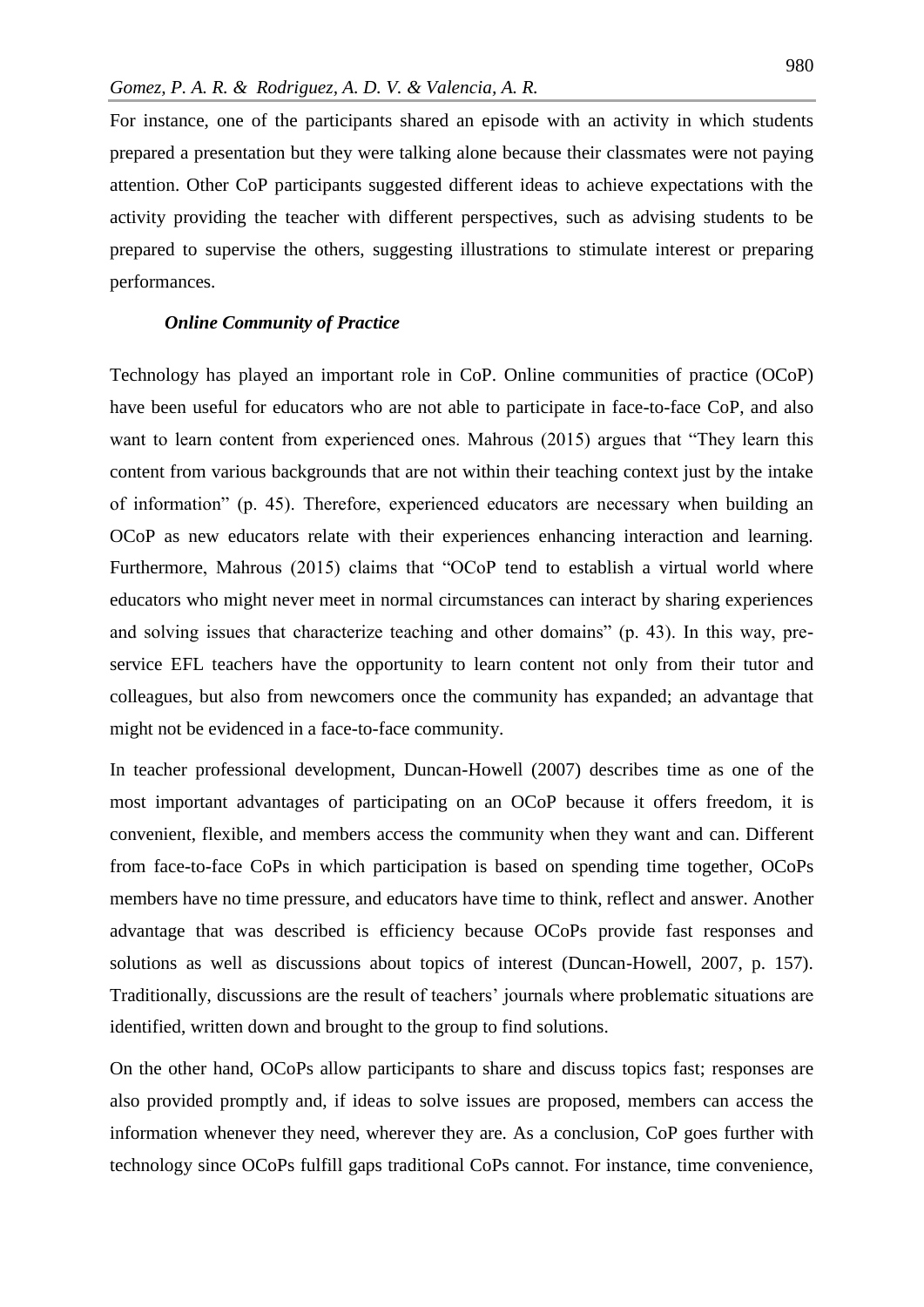For instance, one of the participants shared an episode with an activity in which students prepared a presentation but they were talking alone because their classmates were not paying attention. Other CoP participants suggested different ideas to achieve expectations with the activity providing the teacher with different perspectives, such as advising students to be prepared to supervise the others, suggesting illustrations to stimulate interest or preparing performances.

### *Online Community of Practice*

Technology has played an important role in CoP. Online communities of practice (OCoP) have been useful for educators who are not able to participate in face-to-face CoP, and also want to learn content from experienced ones. Mahrous (2015) argues that "They learn this content from various backgrounds that are not within their teaching context just by the intake of information" (p. 45). Therefore, experienced educators are necessary when building an OCoP as new educators relate with their experiences enhancing interaction and learning. Furthermore, Mahrous (2015) claims that "OCoP tend to establish a virtual world where educators who might never meet in normal circumstances can interact by sharing experiences and solving issues that characterize teaching and other domains" (p. 43). In this way, pre-service EFL teachers have the opportunity to learn content not only from their tutor and colleagues, but also from newcomers once the community has expanded; an advantage that might not be evidenced in a face-to-face community.

In teacher professional development, Duncan-Howell (2007) describes time as one of the most important advantages of participating on an OCoP because it offers freedom, it is convenient, flexible, and members access the community when they want and can. Different from face-to-face CoPs in which participation is based on spending time together, OCoPs members have no time pressure, and educators have time to think, reflect and answer. Another advantage that was described is efficiency because OCoPs provide fast responses and solutions as well as discussions about topics of interest (Duncan-Howell, 2007, p. 157). Traditionally, discussions are the result of teachers' journals where problematic situations are identified, written down and brought to the group to find solutions.

On the other hand, OCoPs allow participants to share and discuss topics fast; responses are also provided promptly and, if ideas to solve issues are proposed, members can access the information whenever they need, wherever they are. As a conclusion, CoP goes further with technology since OCoPs fulfill gaps traditional CoPs cannot. For instance, time convenience,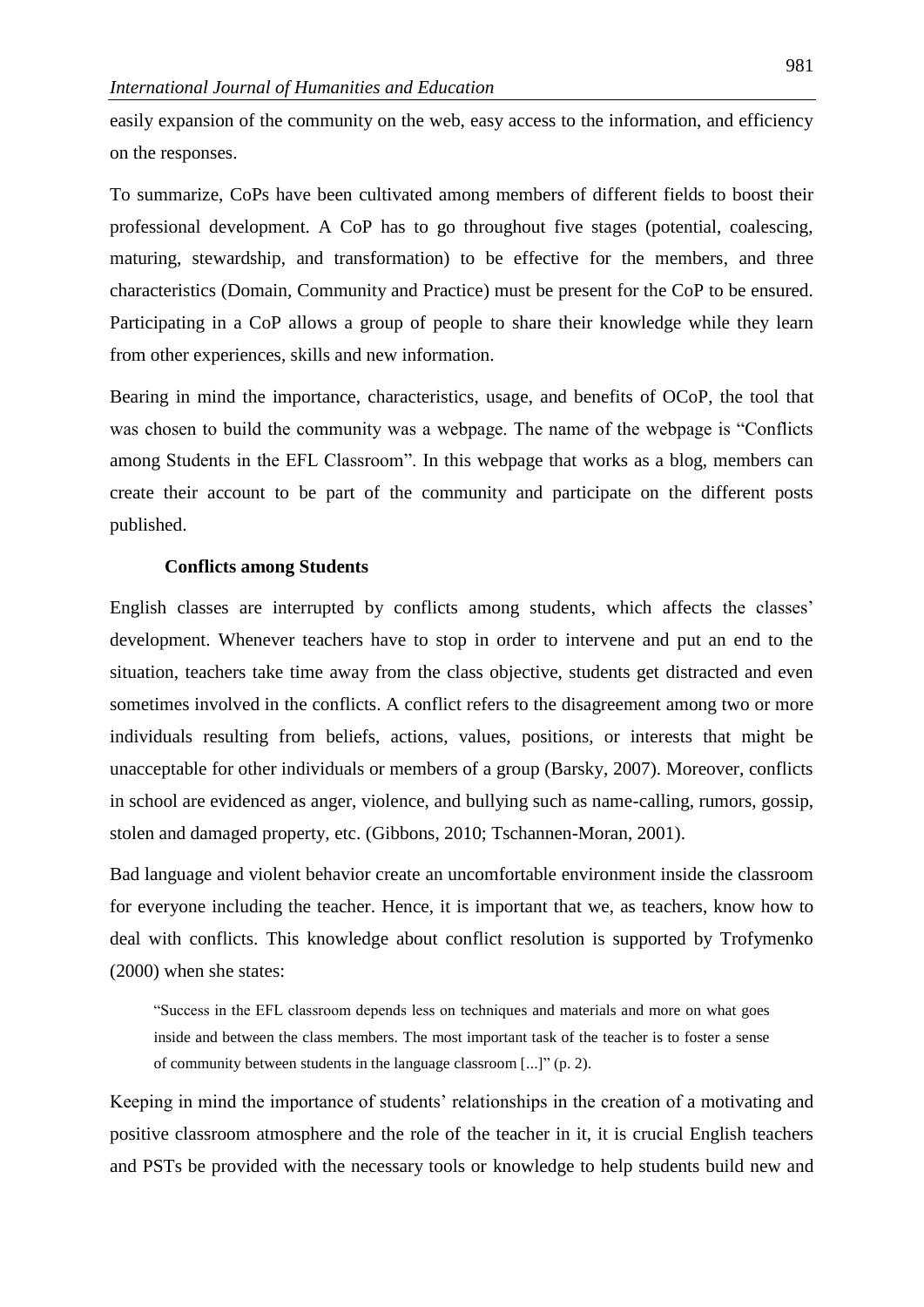easily expansion of the community on the web, easy access to the information, and efficiency on the responses.

To summarize, CoPs have been cultivated among members of different fields to boost their professional development. A CoP has to go throughout five stages (potential, coalescing, maturing, stewardship, and transformation) to be effective for the members, and three characteristics (Domain, Community and Practice) must be present for the CoP to be ensured. Participating in a CoP allows a group of people to share their knowledge while they learn from other experiences, skills and new information.

Bearing in mind the importance, characteristics, usage, and benefits of OCoP, the tool that was chosen to build the community was a webpage. The name of the webpage is "Conflicts among Students in the EFL Classroom". In this webpage that works as a blog, members can create their account to be part of the community and participate on the different posts published.

### Conflicts among Students

English classes are interrupted by conflicts among students, which affects the classes' development. Whenever teachers have to stop in order to intervene and put an end to the situation, teachers take time away from the class objective, students get distracted and even sometimes involved in the conflicts. A conflict refers to the disagreement among two or more individuals resulting from beliefs, actions, values, positions, or interests that might be unacceptable for other individuals or members of a group (Barsky, 2007). Moreover, conflicts in school are evidenced as anger, violence, and bullying such as name-calling, rumors, gossip, stolen and damaged property, etc. (Gibbons, 2010; Tschannen-Moran, 2001).

Bad language and violent behavior create an uncomfortable environment inside the classroom for everyone including the teacher. Hence, it is important that we, as teachers, know how to deal with conflicts. This knowledge about conflict resolution is supported by Trofymenko (2000) when she states:

> "Success in the EFL classroom depends less on techniques and materials and more on what goes inside and between the class members. The most important task of the teacher is to foster a sense of community between students in the language classroom [...]" (p. 2).

Keeping in mind the importance of students' relationships in the creation of a motivating and positive classroom atmosphere and the role of the teacher in it, it is crucial English teachers and PSTs be provided with the necessary tools or knowledge to help students build new and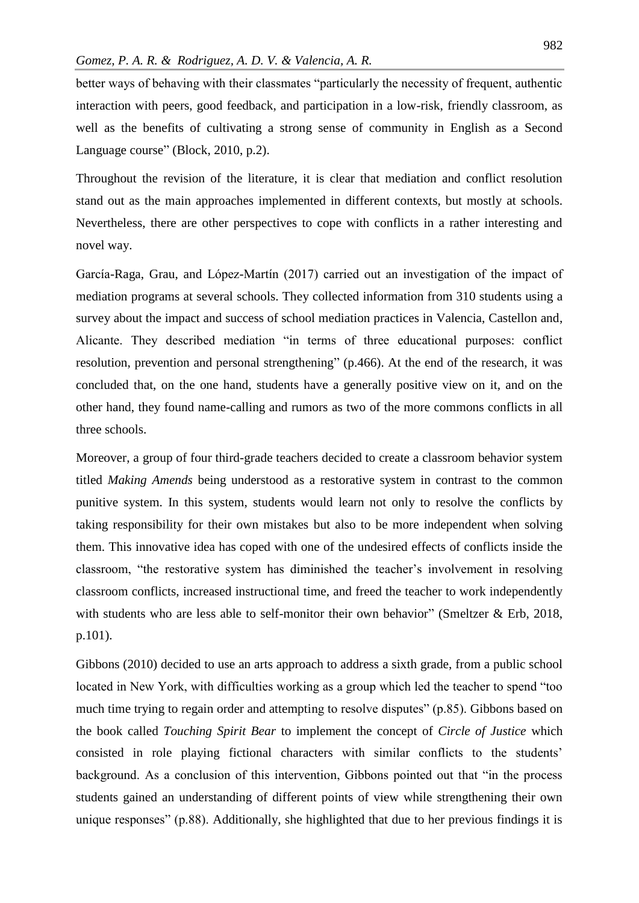better ways of behaving with their classmates "particularly the necessity of frequent, authentic interaction with peers, good feedback, and participation in a low-risk, friendly classroom, as well as the benefits of cultivating a strong sense of community in English as a Second Language course" (Block, 2010, p.2).

Throughout the revision of the literature, it is clear that mediation and conflict resolution stand out as the main approaches implemented in different contexts, but mostly at schools. Nevertheless, there are other perspectives to cope with conflicts in a rather interesting and novel way.

García-Raga, Grau, and López-Martín (2017) carried out an investigation of the impact of mediation programs at several schools. They collected information from 310 students using a survey about the impact and success of school mediation practices in Valencia, Castellon and, Alicante. They described mediation "in terms of three educational purposes: conflict resolution, prevention and personal strengthening" (p.466). At the end of the research, it was concluded that, on the one hand, students have a generally positive view on it, and on the other hand, they found name-calling and rumors as two of the more commons conflicts in all three schools.

Moreover, a group of four third-grade teachers decided to create a classroom behavior system titled *Making Amends* being understood as a restorative system in contrast to the common punitive system. In this system, students would learn not only to resolve the conflicts by taking responsibility for their own mistakes but also to be more independent when solving them. This innovative idea has coped with one of the undesired effects of conflicts inside the classroom, "the restorative system has diminished the teacher's involvement in resolving classroom conflicts, increased instructional time, and freed the teacher to work independently with students who are less able to self-monitor their own behavior" (Smeltzer & Erb, 2018, p.101).

Gibbons (2010) decided to use an arts approach to address a sixth grade, from a public school located in New York, with difficulties working as a group which led the teacher to spend "too much time trying to regain order and attempting to resolve disputes" (p.85). Gibbons based on the book called *Touching Spirit Bear* to implement the concept of *Circle of Justice* which consisted in role playing fictional characters with similar conflicts to the students' background. As a conclusion of this intervention, Gibbons pointed out that "in the process students gained an understanding of different points of view while strengthening their own unique responses" (p.88). Additionally, she highlighted that due to her previous findings it is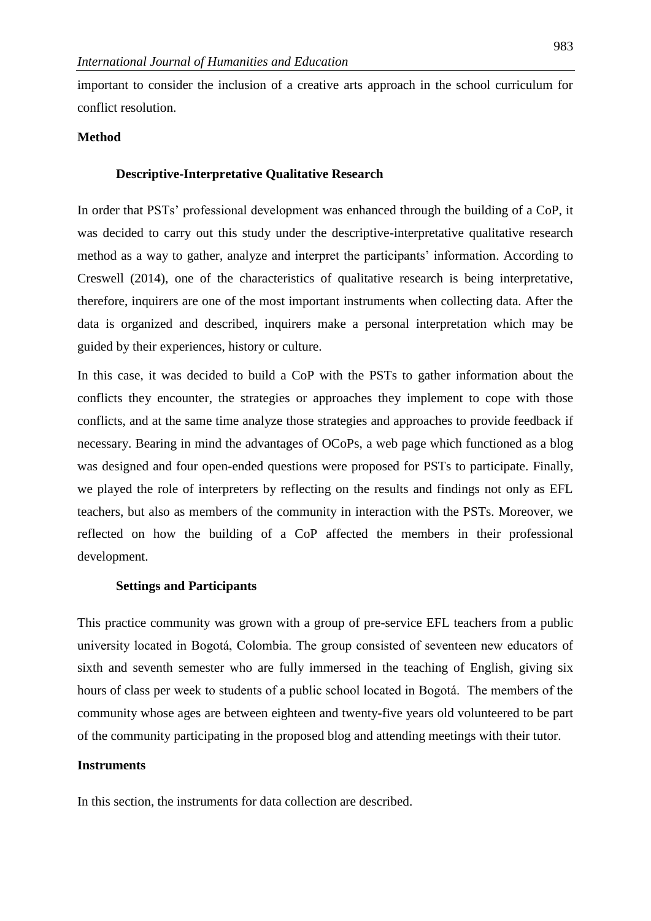important to consider the inclusion of a creative arts approach in the school curriculum for conflict resolution.

## Method

### Descriptive-Interpretative Qualitative Research

In order that PSTs' professional development was enhanced through the building of a CoP, it was decided to carry out this study under the descriptive-interpretative qualitative research method as a way to gather, analyze and interpret the participants' information. According to Creswell (2014), one of the characteristics of qualitative research is being interpretative, therefore, inquirers are one of the most important instruments when collecting data. After the data is organized and described, inquirers make a personal interpretation which may be guided by their experiences, history or culture.

In this case, it was decided to build a CoP with the PSTs to gather information about the conflicts they encounter, the strategies or approaches they implement to cope with those conflicts, and at the same time analyze those strategies and approaches to provide feedback if necessary. Bearing in mind the advantages of OCoPs, a web page which functioned as a blog was designed and four open-ended questions were proposed for PSTs to participate. Finally, we played the role of interpreters by reflecting on the results and findings not only as EFL teachers, but also as members of the community in interaction with the PSTs. Moreover, we reflected on how the building of a CoP affected the members in their professional development.

### Settings and Participants

This practice community was grown with a group of pre-service EFL teachers from a public university located in Bogotá, Colombia. The group consisted of seventeen new educators of sixth and seventh semester who are fully immersed in the teaching of English, giving six hours of class per week to students of a public school located in Bogotá. The members of the community whose ages are between eighteen and twenty-five years old volunteered to be part of the community participating in the proposed blog and attending meetings with their tutor.

## Instruments

In this section, the instruments for data collection are described.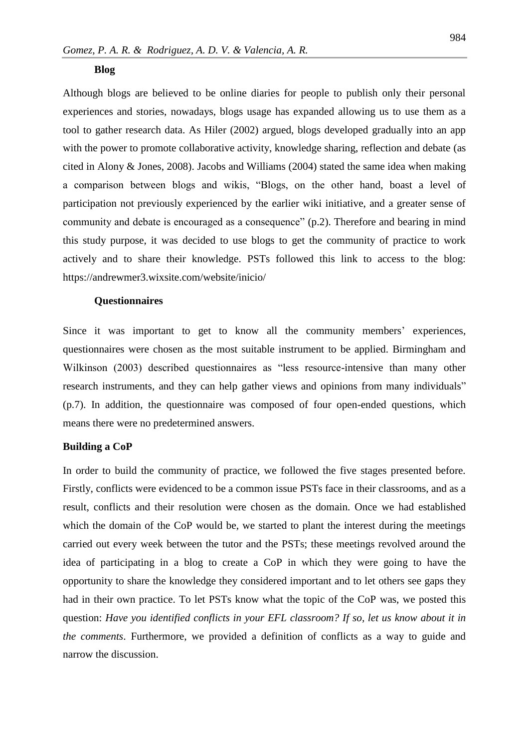### Blog

Although blogs are believed to be online diaries for people to publish only their personal experiences and stories, nowadays, blogs usage has expanded allowing us to use them as a tool to gather research data. As Hiler (2002) argued, blogs developed gradually into an app with the power to promote collaborative activity, knowledge sharing, reflection and debate (as cited in Alony & Jones, 2008). Jacobs and Williams (2004) stated the same idea when making a comparison between blogs and wikis, "Blogs, on the other hand, boast a level of participation not previously experienced by the earlier wiki initiative, and a greater sense of community and debate is encouraged as a consequence" (p.2). Therefore and bearing in mind this study purpose, it was decided to use blogs to get the community of practice to work actively and to share their knowledge. PSTs followed this link to access to the blog: https://andrewmer3.wixsite.com/website/inicio/

### Questionnaires

Since it was important to get to know all the community members' experiences, questionnaires were chosen as the most suitable instrument to be applied. Birmingham and Wilkinson (2003) described questionnaires as "less resource-intensive than many other research instruments, and they can help gather views and opinions from many individuals" (p.7). In addition, the questionnaire was composed of four open-ended questions, which means there were no predetermined answers.

## Building a CoP

In order to build the community of practice, we followed the five stages presented before. Firstly, conflicts were evidenced to be a common issue PSTs face in their classrooms, and as a result, conflicts and their resolution were chosen as the domain. Once we had established which the domain of the CoP would be, we started to plant the interest during the meetings carried out every week between the tutor and the PSTs; these meetings revolved around the idea of participating in a blog to create a CoP in which they were going to have the opportunity to share the knowledge they considered important and to let others see gaps they had in their own practice. To let PSTs know what the topic of the CoP was, we posted this question: *Have you identified conflicts in your EFL classroom? If so, let us know about it in the comments*. Furthermore, we provided a definition of conflicts as a way to guide and narrow the discussion.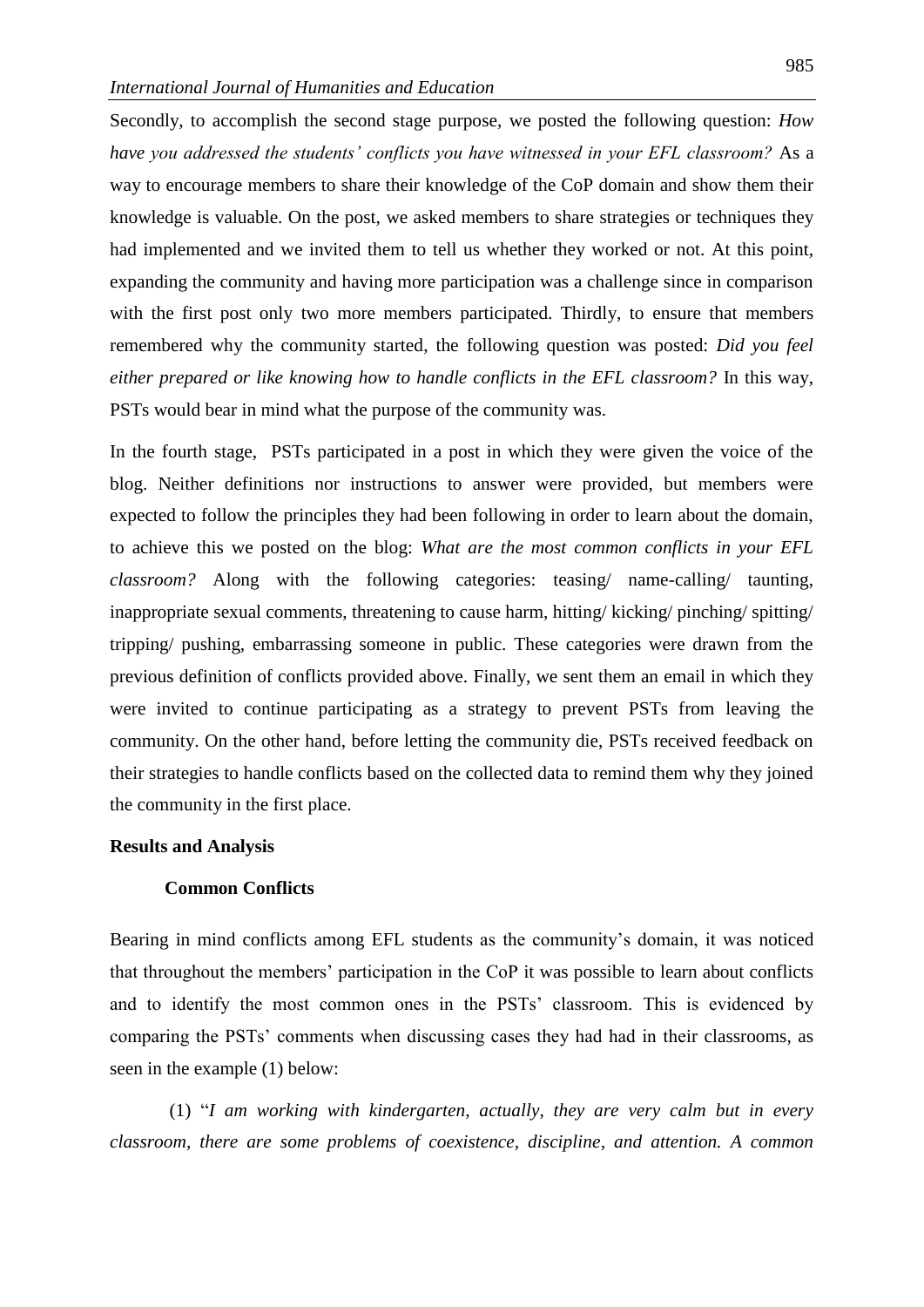Secondly, to accomplish the second stage purpose, we posted the following question: *How have you addressed the students' conflicts you have witnessed in your EFL classroom?* As a way to encourage members to share their knowledge of the CoP domain and show them their knowledge is valuable. On the post, we asked members to share strategies or techniques they had implemented and we invited them to tell us whether they worked or not. At this point, expanding the community and having more participation was a challenge since in comparison with the first post only two more members participated. Thirdly, to ensure that members remembered why the community started, the following question was posted: *Did you feel either prepared or like knowing how to handle conflicts in the EFL classroom?* In this way, PSTs would bear in mind what the purpose of the community was.

In the fourth stage, PSTs participated in a post in which they were given the voice of the blog. Neither definitions nor instructions to answer were provided, but members were expected to follow the principles they had been following in order to learn about the domain, to achieve this we posted on the blog: *What are the most common conflicts in your EFL classroom?* Along with the following categories: teasing/ name-calling/ taunting, inappropriate sexual comments, threatening to cause harm, hitting/ kicking/ pinching/ spitting/ tripping/ pushing, embarrassing someone in public. These categories were drawn from the previous definition of conflicts provided above. Finally, we sent them an email in which they were invited to continue participating as a strategy to prevent PSTs from leaving the community. On the other hand, before letting the community die, PSTs received feedback on their strategies to handle conflicts based on the collected data to remind them why they joined the community in the first place.

## Results and Analysis

### Common Conflicts

Bearing in mind conflicts among EFL students as the community's domain, it was noticed that throughout the members' participation in the CoP it was possible to learn about conflicts and to identify the most common ones in the PSTs' classroom. This is evidenced by comparing the PSTs' comments when discussing cases they had had in their classrooms, as seen in the example (1) below:

(1) "*I am working with kindergarten, actually, they are very calm but in every classroom, there are some problems of coexistence, discipline, and attention. A common*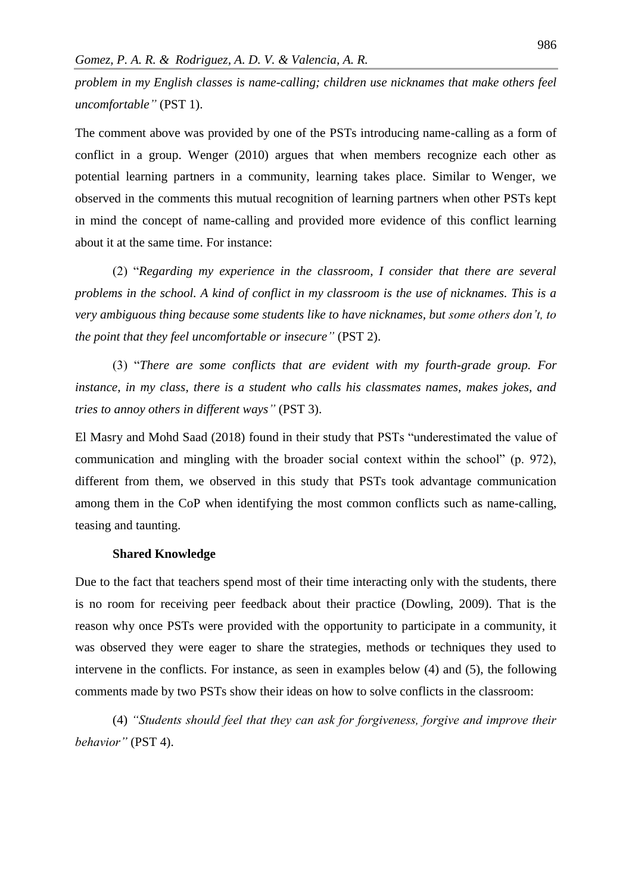*problem in my English classes is name-calling; children use nicknames that make others feel uncomfortable"* (PST 1).

The comment above was provided by one of the PSTs introducing name-calling as a form of conflict in a group. Wenger (2010) argues that when members recognize each other as potential learning partners in a community, learning takes place. Similar to Wenger, we observed in the comments this mutual recognition of learning partners when other PSTs kept in mind the concept of name-calling and provided more evidence of this conflict learning about it at the same time. For instance:

(2) "*Regarding my experience in the classroom, I consider that there are several problems in the school. A kind of conflict in my classroom is the use of nicknames. This is a very ambiguous thing because some students like to have nicknames, but some others don't, to the point that they feel uncomfortable or insecure"* (PST 2).

(3) "*There are some conflicts that are evident with my fourth-grade group. For instance, in my class, there is a student who calls his classmates names, makes jokes, and tries to annoy others in different ways"* (PST 3).

El Masry and Mohd Saad (2018) found in their study that PSTs "underestimated the value of communication and mingling with the broader social context within the school" (p. 972), different from them, we observed in this study that PSTs took advantage communication among them in the CoP when identifying the most common conflicts such as name-calling, teasing and taunting.

**Shared Knowledge**

Due to the fact that teachers spend most of their time interacting only with the students, there is no room for receiving peer feedback about their practice (Dowling, 2009). That is the reason why once PSTs were provided with the opportunity to participate in a community, it was observed they were eager to share the strategies, methods or techniques they used to intervene in the conflicts. For instance, as seen in examples below (4) and (5), the following comments made by two PSTs show their ideas on how to solve conflicts in the classroom:

(4) *"Students should feel that they can ask for forgiveness, forgive and improve their behavior"* (PST 4).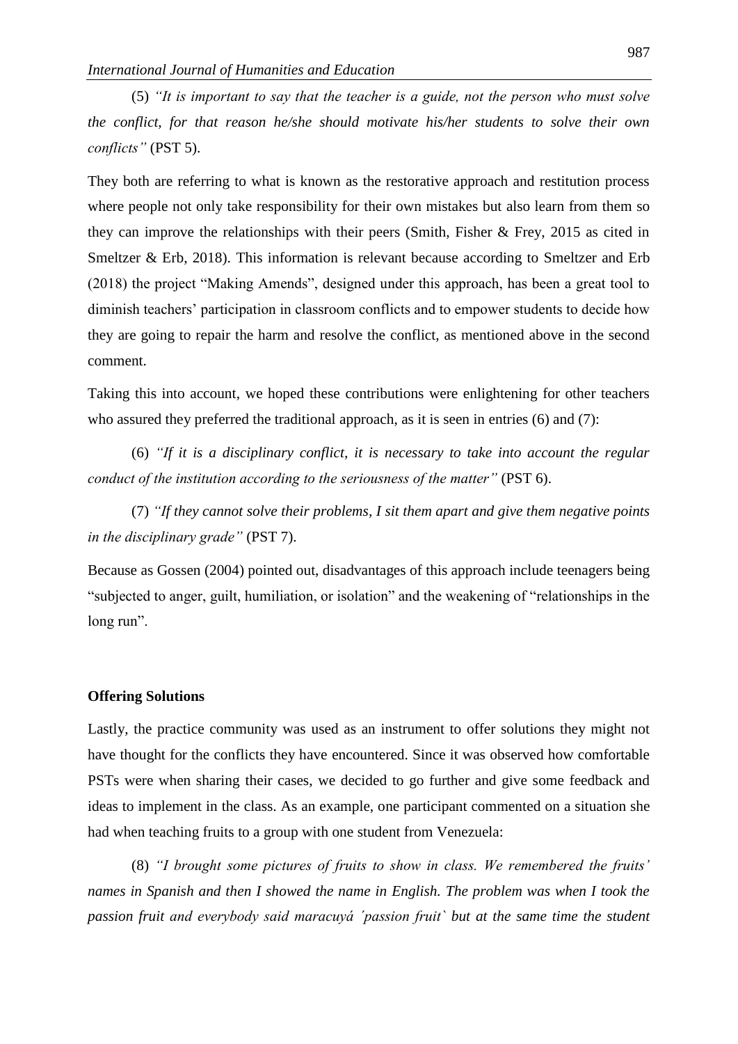(5) *"It is important to say that the teacher is a guide, not the person who must solve the conflict, for that reason he/she should motivate his/her students to solve their own conflicts"* (PST 5).

They both are referring to what is known as the restorative approach and restitution process where people not only take responsibility for their own mistakes but also learn from them so they can improve the relationships with their peers (Smith, Fisher & Frey, 2015 as cited in Smeltzer & Erb, 2018). This information is relevant because according to Smeltzer and Erb (2018) the project "Making Amends", designed under this approach, has been a great tool to diminish teachers' participation in classroom conflicts and to empower students to decide how they are going to repair the harm and resolve the conflict, as mentioned above in the second comment.

Taking this into account, we hoped these contributions were enlightening for other teachers who assured they preferred the traditional approach, as it is seen in entries (6) and (7):

(6) *"If it is a disciplinary conflict, it is necessary to take into account the regular conduct of the institution according to the seriousness of the matter"* (PST 6).

(7) *"If they cannot solve their problems, I sit them apart and give them negative points in the disciplinary grade"* (PST 7).

Because as Gossen (2004) pointed out, disadvantages of this approach include teenagers being "subjected to anger, guilt, humiliation, or isolation" and the weakening of "relationships in the long run".

**Offering Solutions**

Lastly, the practice community was used as an instrument to offer solutions they might not have thought for the conflicts they have encountered. Since it was observed how comfortable PSTs were when sharing their cases, we decided to go further and give some feedback and ideas to implement in the class. As an example, one participant commented on a situation she had when teaching fruits to a group with one student from Venezuela:

(8) *"I brought some pictures of fruits to show in class. We remembered the fruits' names in Spanish and then I showed the name in English. The problem was when I took the passion fruit and everybody said maracuyá ´passion fruit` but at the same time the student*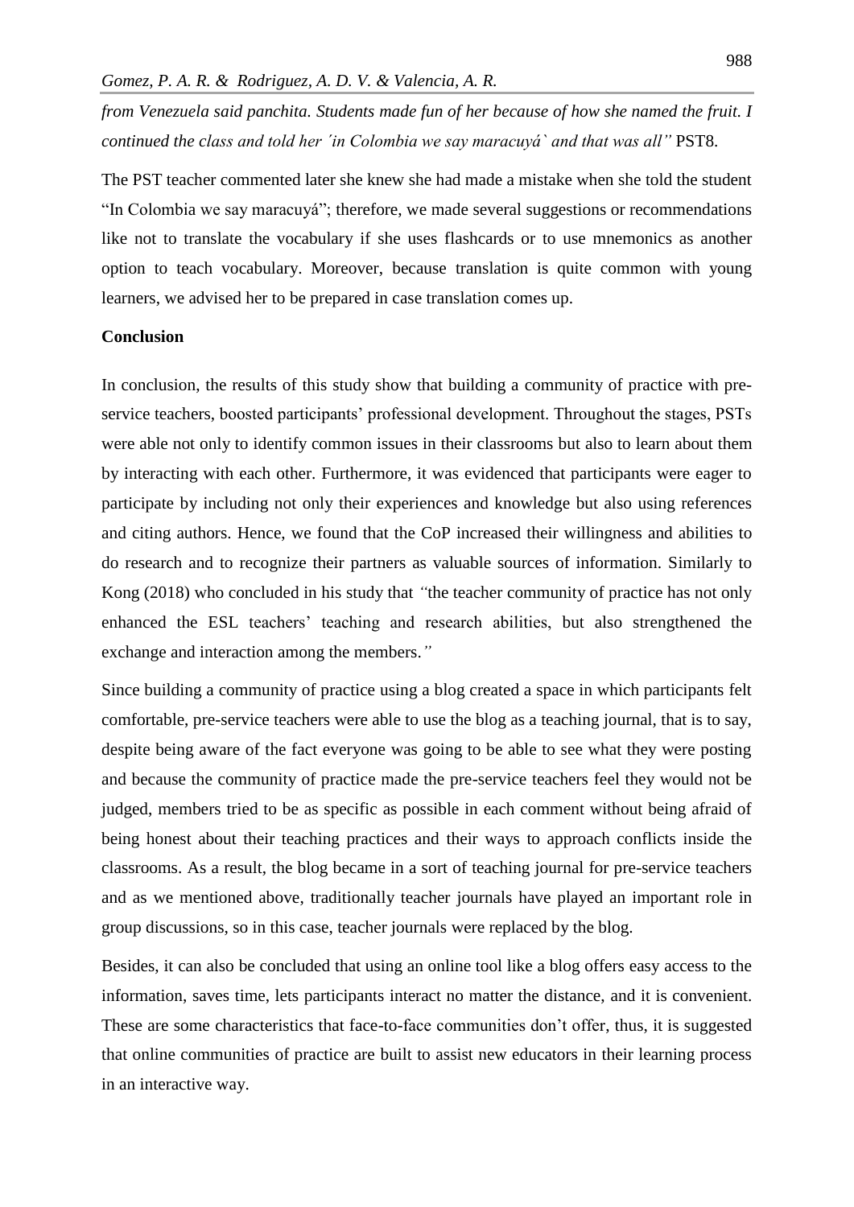*from Venezuela said panchita. Students made fun of her because of how she named the fruit. I continued the class and told her ´in Colombia we say maracuyá` and that was all"* PST8.

The PST teacher commented later she knew she had made a mistake when she told the student "In Colombia we say maracuyá"; therefore, we made several suggestions or recommendations like not to translate the vocabulary if she uses flashcards or to use mnemonics as another option to teach vocabulary. Moreover, because translation is quite common with young learners, we advised her to be prepared in case translation comes up.

**Conclusion**

In conclusion, the results of this study show that building a community of practice with pre-service teachers, boosted participants' professional development. Throughout the stages, PSTs were able not only to identify common issues in their classrooms but also to learn about them by interacting with each other. Furthermore, it was evidenced that participants were eager to participate by including not only their experiences and knowledge but also using references and citing authors. Hence, we found that the CoP increased their willingness and abilities to do research and to recognize their partners as valuable sources of information. Similarly to Kong (2018) who concluded in his study that *"*the teacher community of practice has not only enhanced the ESL teachers' teaching and research abilities, but also strengthened the exchange and interaction among the members.*"*

Since building a community of practice using a blog created a space in which participants felt comfortable, pre-service teachers were able to use the blog as a teaching journal, that is to say, despite being aware of the fact everyone was going to be able to see what they were posting and because the community of practice made the pre-service teachers feel they would not be judged, members tried to be as specific as possible in each comment without being afraid of being honest about their teaching practices and their ways to approach conflicts inside the classrooms. As a result, the blog became in a sort of teaching journal for pre-service teachers and as we mentioned above, traditionally teacher journals have played an important role in group discussions, so in this case, teacher journals were replaced by the blog.

Besides, it can also be concluded that using an online tool like a blog offers easy access to the information, saves time, lets participants interact no matter the distance, and it is convenient. These are some characteristics that face-to-face communities don't offer, thus, it is suggested that online communities of practice are built to assist new educators in their learning process in an interactive way.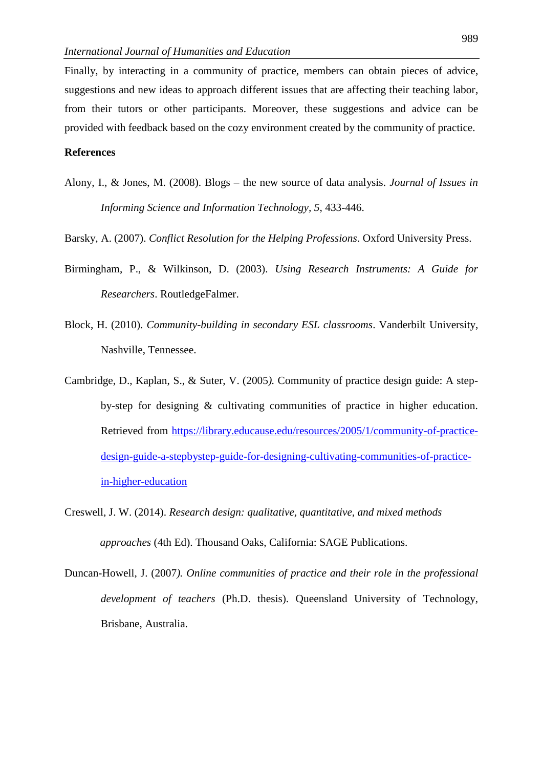Finally, by interacting in a community of practice, members can obtain pieces of advice, suggestions and new ideas to approach different issues that are affecting their teaching labor, from their tutors or other participants. Moreover, these suggestions and advice can be provided with feedback based on the cozy environment created by the community of practice.

**References**

Alony, I., & Jones, M. (2008). Blogs – the new source of data analysis. *Journal of Issues in Informing Science and Information Technology, 5*, 433-446.

Barsky, A. (2007). *Conflict Resolution for the Helping Professions*. Oxford University Press.

Birmingham, P., & Wilkinson, D. (2003). *Using Research Instruments: A Guide for Researchers*. RoutledgeFalmer.

Block, H. (2010). *Community-building in secondary ESL classrooms*. Vanderbilt University, Nashville, Tennessee.

Cambridge, D., Kaplan, S., & Suter, V. (2005*).* Community of practice design guide: A step-by-step for designing & cultivating communities of practice in higher education. Retrieved from [https://library.educause.edu/resources/2005/1/community-of-practice-design-guide-a-stepbystep-guide-for-designing-cultivating-communities-of-practice-in-higher-education](https://library.educause.edu/resources/2005/1/community-of-practice-design-guide-a-stepbystep-guide-for-designing-cultivating-communities-of-practice-in-higher-education)

Creswell, J. W. (2014). *Research design: qualitative, quantitative, and mixed methods approaches* (4th Ed). Thousand Oaks, California: SAGE Publications.

Duncan-Howell, J. (2007*). Online communities of practice and their role in the professional development of teachers* (Ph.D. thesis). Queensland University of Technology, Brisbane, Australia.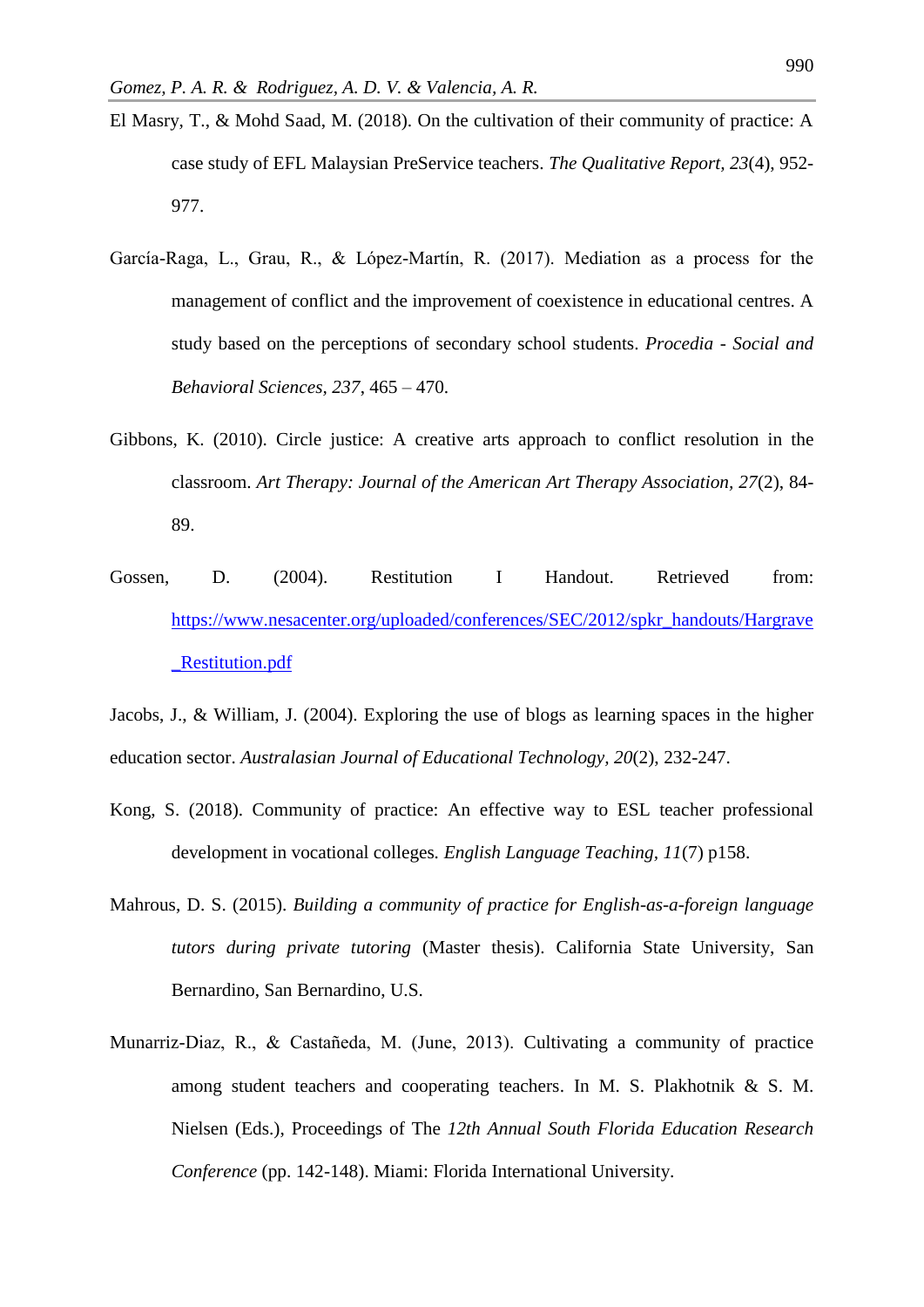El Masry, T., & Mohd Saad, M. (2018). On the cultivation of their community of practice: A case study of EFL Malaysian PreService teachers. *The Qualitative Report, 23*(4), 952-977.

García-Raga, L., Grau, R., & López-Martín, R. (2017). Mediation as a process for the management of conflict and the improvement of coexistence in educational centres. A study based on the perceptions of secondary school students. *Procedia - Social and Behavioral Sciences, 237*, 465 – 470.

Gibbons, K. (2010). Circle justice: A creative arts approach to conflict resolution in the classroom. *Art Therapy: Journal of the American Art Therapy Association, 27*(2), 84-89.

Gossen, D. (2004). Restitution I Handout. Retrieved from: https://www.nesacenter.org/uploaded/conferences/SEC/2012/spkr_handouts/Hargrave_Restitution.pdf

Jacobs, J., & William, J. (2004). Exploring the use of blogs as learning spaces in the higher education sector. *Australasian Journal of Educational Technology, 20*(2), 232-247.

Kong, S. (2018). Community of practice: An effective way to ESL teacher professional development in vocational colleges. *English Language Teaching, 11*(7) p158.

Mahrous, D. S. (2015). *Building a community of practice for English-as-a-foreign language tutors during private tutoring* (Master thesis). California State University, San Bernardino, San Bernardino, U.S.

Munarriz-Diaz, R., & Castañeda, M. (June, 2013). Cultivating a community of practice among student teachers and cooperating teachers. In M. S. Plakhotnik & S. M. Nielsen (Eds.), Proceedings of The *12th Annual South Florida Education Research Conference* (pp. 142-148). Miami: Florida International University.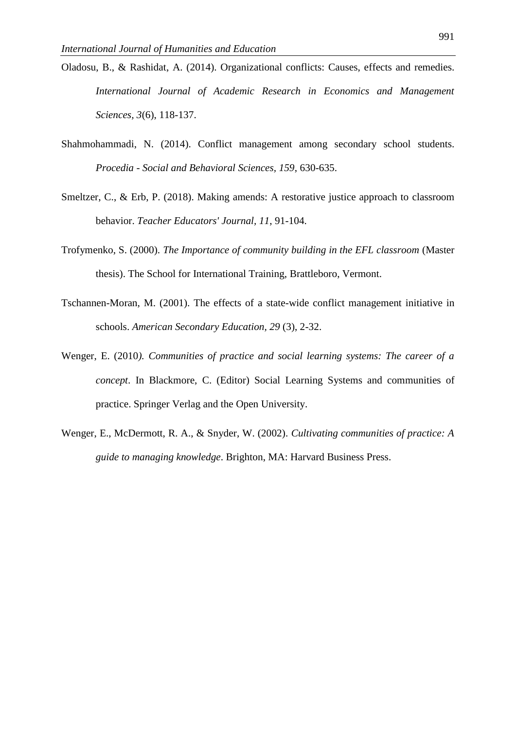Oladosu, B., & Rashidat, A. (2014). Organizational conflicts: Causes, effects and remedies. *International Journal of Academic Research in Economics and Management Sciences, 3*(6), 118-137.

Shahmohammadi, N. (2014). Conflict management among secondary school students. *Procedia - Social and Behavioral Sciences, 159*, 630-635.

Smeltzer, C., & Erb, P. (2018). Making amends: A restorative justice approach to classroom behavior. *Teacher Educators' Journal, 11*, 91-104.

Trofymenko, S. (2000). *The Importance of community building in the EFL classroom* (Master thesis). The School for International Training, Brattleboro, Vermont.

Tschannen-Moran, M. (2001). The effects of a state-wide conflict management initiative in schools. *American Secondary Education, 29* (3), 2-32.

Wenger, E. (2010*). Communities of practice and social learning systems: The career of a concept*. In Blackmore, C. (Editor) Social Learning Systems and communities of practice. Springer Verlag and the Open University.

Wenger, E., McDermott, R. A., & Snyder, W. (2002). *Cultivating communities of practice: A guide to managing knowledge*. Brighton, MA: Harvard Business Press.